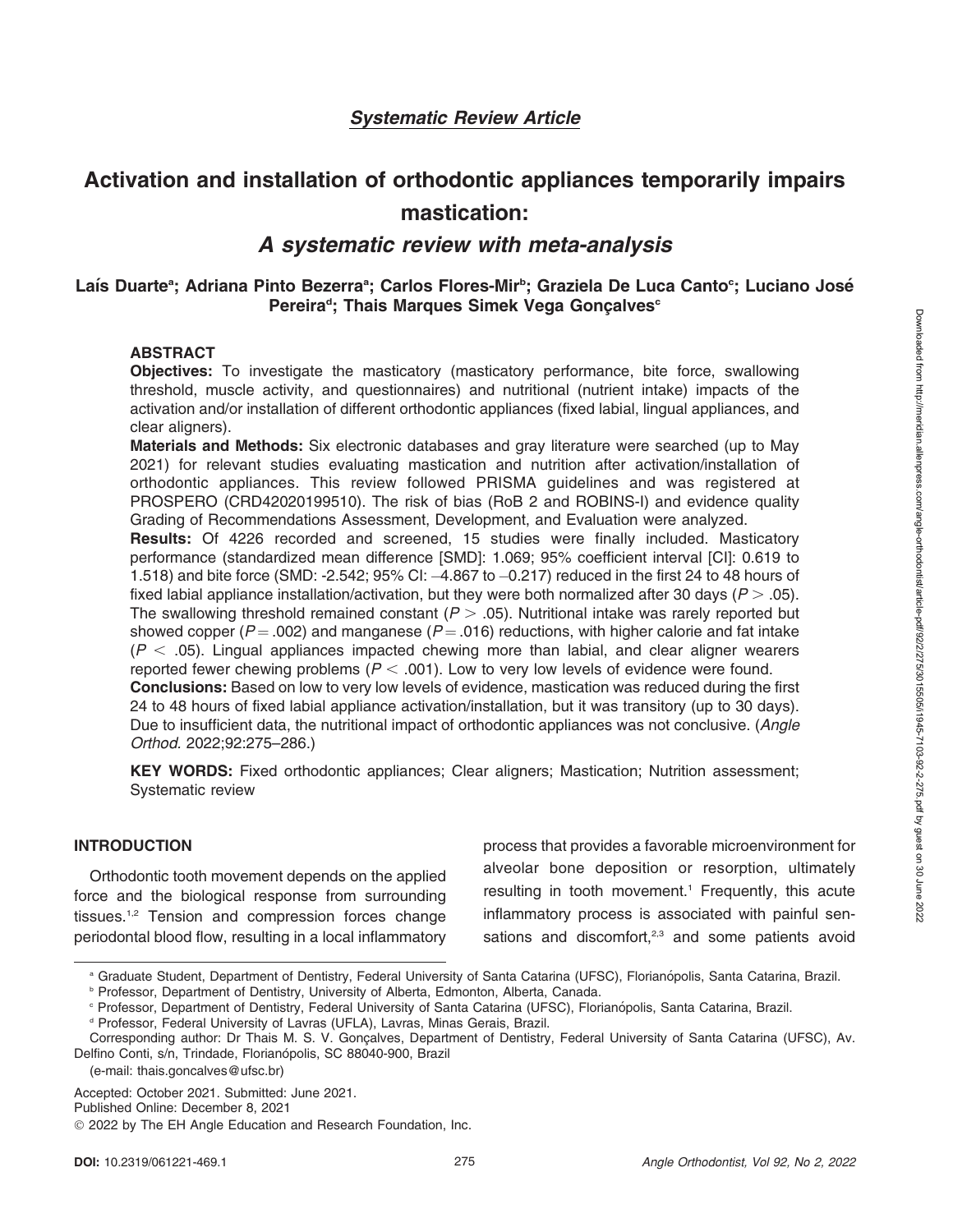*Systematic Review Article*

# Activation and installation of orthodontic appliances temporarily impairs mastication:

## *A systematic review with meta-analysis*

**Laís Duarte[a]; Adriana Pinto Bezerra[a]; Carlos Flores-Mir[b]; Graziela De Luca Canto[c]; Luciano José Pereira[d]; Thais Marques Simek Vega Gonçalves[c]**

### ABSTRACT

**Objectives:** To investigate the masticatory (masticatory performance, bite force, swallowing threshold, muscle activity, and questionnaires) and nutritional (nutrient intake) impacts of the activation and/or installation of different orthodontic appliances (fixed labial, lingual appliances, and clear aligners).

**Materials and Methods:** Six electronic databases and gray literature were searched (up to May 2021) for relevant studies evaluating mastication and nutrition after activation/installation of orthodontic appliances. This review followed PRISMA guidelines and was registered at PROSPERO (CRD42020199510). The risk of bias (RoB 2 and ROBINS-I) and evidence quality Grading of Recommendations Assessment, Development, and Evaluation were analyzed.

**Results:** Of 4226 recorded and screened, 15 studies were finally included. Masticatory performance (standardized mean difference [SMD]: 1.069; 95% coefficient interval [CI]: 0.619 to 1.518) and bite force (SMD: -2.542; 95% CI: −4.867 to −0.217) reduced in the first 24 to 48 hours of fixed labial appliance installation/activation, but they were both normalized after 30 days ($P > .05$). The swallowing threshold remained constant ($P > .05$). Nutritional intake was rarely reported but showed copper ($P = .002$) and manganese ($P = .016$) reductions, with higher calorie and fat intake ($P < .05$). Lingual appliances impacted chewing more than labial, and clear aligner wearers reported fewer chewing problems ($P < .001$). Low to very low levels of evidence were found.

**Conclusions:** Based on low to very low levels of evidence, mastication was reduced during the first 24 to 48 hours of fixed labial appliance activation/installation, but it was transitory (up to 30 days). Due to insufficient data, the nutritional impact of orthodontic appliances was not conclusive. (*Angle Orthod.* 2022;92:275–286.)

**KEY WORDS:** Fixed orthodontic appliances; Clear aligners; Mastication; Nutrition assessment; Systematic review

### INTRODUCTION

Orthodontic tooth movement depends on the applied force and the biological response from surrounding tissues.[1,2] Tension and compression forces change periodontal blood flow, resulting in a local inflammatory process that provides a favorable microenvironment for alveolar bone deposition or resorption, ultimately resulting in tooth movement.[1] Frequently, this acute inflammatory process is associated with painful sensations and discomfort,[2,3] and some patients avoid

---

[a] Graduate Student, Department of Dentistry, Federal University of Santa Catarina (UFSC), Florianópolis, Santa Catarina, Brazil.

[b] Professor, Department of Dentistry, University of Alberta, Edmonton, Alberta, Canada.

[c] Professor, Department of Dentistry, Federal University of Santa Catarina (UFSC), Florianópolis, Santa Catarina, Brazil.

[d] Professor, Federal University of Lavras (UFLA), Lavras, Minas Gerais, Brazil.

Corresponding author: Dr Thais M. S. V. Gonçalves, Department of Dentistry, Federal University of Santa Catarina (UFSC), Av. Delfino Conti, s/n, Trindade, Florianópolis, SC 88040-900, Brazil

(e-mail: thais.goncalves@ufsc.br)

Accepted: October 2021. Submitted: June 2021.

Published Online: December 8, 2021

© 2022 by The EH Angle Education and Research Foundation, Inc.

**DOI:** 10.2319/061221-469.1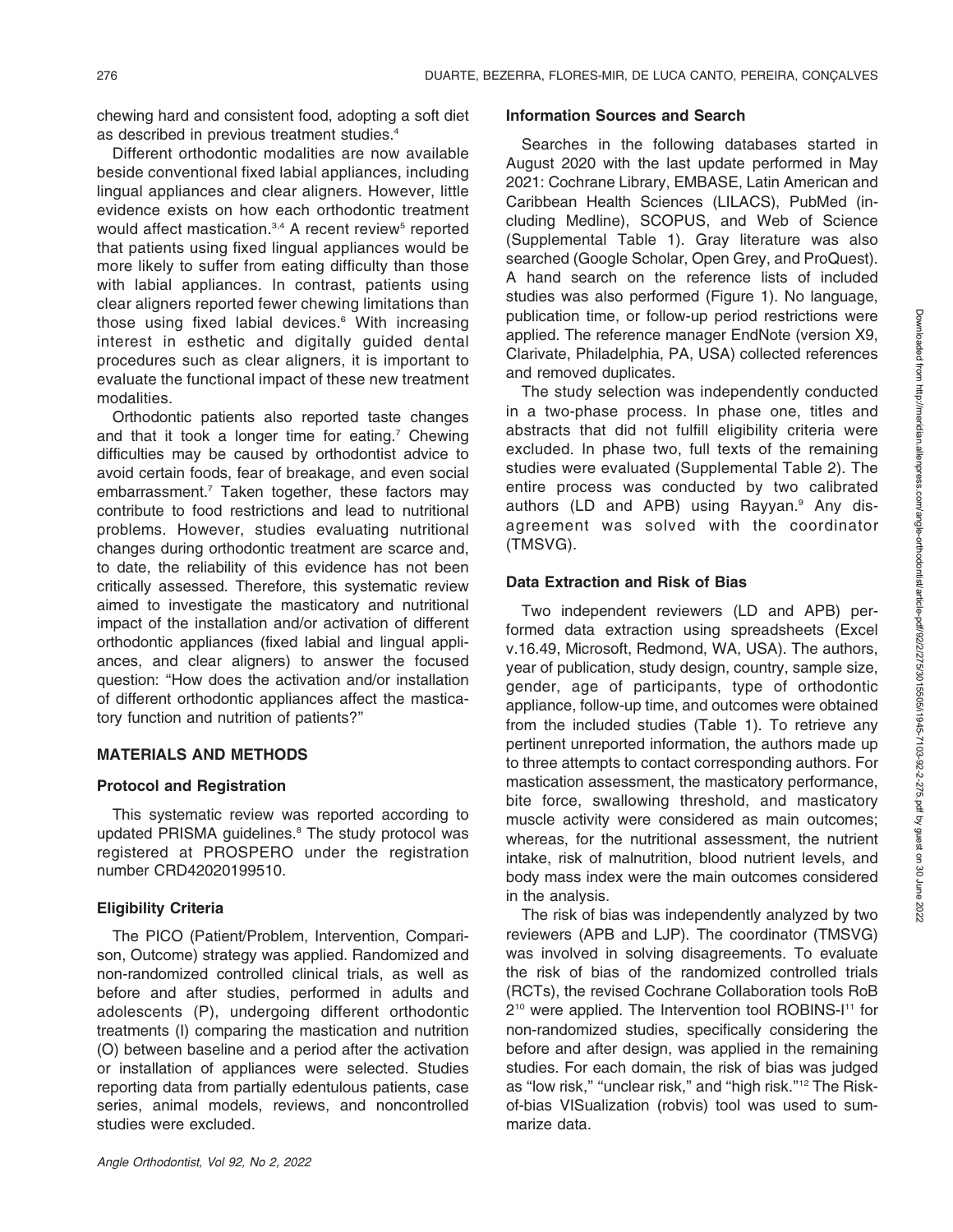chewing hard and consistent food, adopting a soft diet as described in previous treatment studies.[4]

Different orthodontic modalities are now available beside conventional fixed labial appliances, including lingual appliances and clear aligners. However, little evidence exists on how each orthodontic treatment would affect mastication.[3,4] A recent review[5] reported that patients using fixed lingual appliances would be more likely to suffer from eating difficulty than those with labial appliances. In contrast, patients using clear aligners reported fewer chewing limitations than those using fixed labial devices.[6] With increasing interest in esthetic and digitally guided dental procedures such as clear aligners, it is important to evaluate the functional impact of these new treatment modalities.

Orthodontic patients also reported taste changes and that it took a longer time for eating.[7] Chewing difficulties may be caused by orthodontist advice to avoid certain foods, fear of breakage, and even social embarrassment.[7] Taken together, these factors may contribute to food restrictions and lead to nutritional problems. However, studies evaluating nutritional changes during orthodontic treatment are scarce and, to date, the reliability of this evidence has not been critically assessed. Therefore, this systematic review aimed to investigate the masticatory and nutritional impact of the installation and/or activation of different orthodontic appliances (fixed labial and lingual appliances, and clear aligners) to answer the focused question: "How does the activation and/or installation of different orthodontic appliances affect the masticatory function and nutrition of patients?"

## MATERIALS AND METHODS

### Protocol and Registration

This systematic review was reported according to updated PRISMA guidelines.[8] The study protocol was registered at PROSPERO under the registration number CRD42020199510.

### Eligibility Criteria

The PICO (Patient/Problem, Intervention, Comparison, Outcome) strategy was applied. Randomized and non-randomized controlled clinical trials, as well as before and after studies, performed in adults and adolescents (P), undergoing different orthodontic treatments (I) comparing the mastication and nutrition (O) between baseline and a period after the activation or installation of appliances were selected. Studies reporting data from partially edentulous patients, case series, animal models, reviews, and noncontrolled studies were excluded.

### Information Sources and Search

Searches in the following databases started in August 2020 with the last update performed in May 2021: Cochrane Library, EMBASE, Latin American and Caribbean Health Sciences (LILACS), PubMed (including Medline), SCOPUS, and Web of Science (Supplemental Table 1). Gray literature was also searched (Google Scholar, Open Grey, and ProQuest). A hand search on the reference lists of included studies was also performed (Figure 1). No language, publication time, or follow-up period restrictions were applied. The reference manager EndNote (version X9, Clarivate, Philadelphia, PA, USA) collected references and removed duplicates.

The study selection was independently conducted in a two-phase process. In phase one, titles and abstracts that did not fulfill eligibility criteria were excluded. In phase two, full texts of the remaining studies were evaluated (Supplemental Table 2). The entire process was conducted by two calibrated authors (LD and APB) using Rayyan.[9] Any disagreement was solved with the coordinator (TMSVG).

### Data Extraction and Risk of Bias

Two independent reviewers (LD and APB) performed data extraction using spreadsheets (Excel v.16.49, Microsoft, Redmond, WA, USA). The authors, year of publication, study design, country, sample size, gender, age of participants, type of orthodontic appliance, follow-up time, and outcomes were obtained from the included studies (Table 1). To retrieve any pertinent unreported information, the authors made up to three attempts to contact corresponding authors. For mastication assessment, the masticatory performance, bite force, swallowing threshold, and masticatory muscle activity were considered as main outcomes; whereas, for the nutritional assessment, the nutrient intake, risk of malnutrition, blood nutrient levels, and body mass index were the main outcomes considered in the analysis.

The risk of bias was independently analyzed by two reviewers (APB and LJP). The coordinator (TMSVG) was involved in solving disagreements. To evaluate the risk of bias of the randomized controlled trials (RCTs), the revised Cochrane Collaboration tools RoB 2[10] were applied. The Intervention tool ROBINS-I[11] for non-randomized studies, specifically considering the before and after design, was applied in the remaining studies. For each domain, the risk of bias was judged as "low risk," "unclear risk," and "high risk."[12] The Risk-of-bias VISualization (robvis) tool was used to summarize data.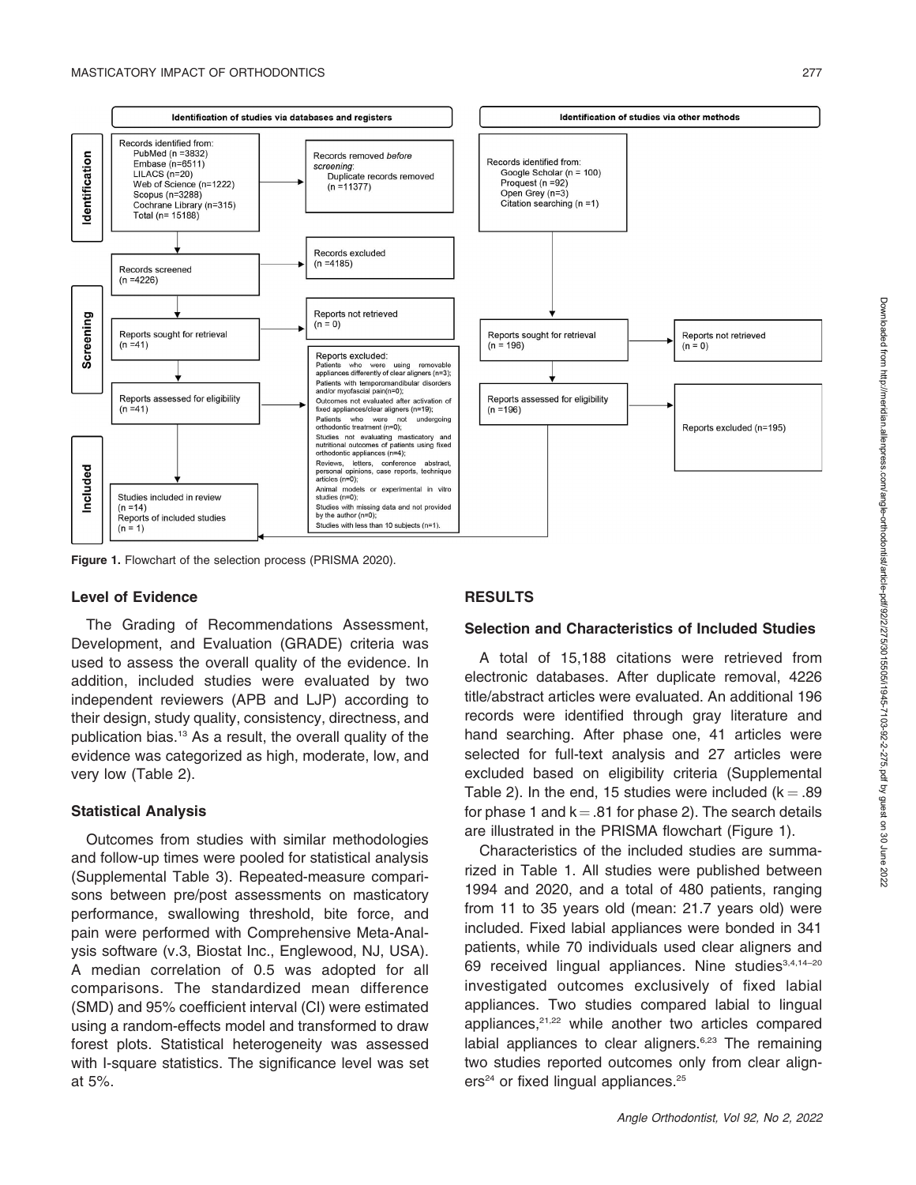Figure 1. Flowchart of the selection process (PRISMA 2020).

### Level of Evidence

The Grading of Recommendations Assessment, Development, and Evaluation (GRADE) criteria was used to assess the overall quality of the evidence. In addition, included studies were evaluated by two independent reviewers (APB and LJP) according to their design, study quality, consistency, directness, and publication bias.[13] As a result, the overall quality of the evidence was categorized as high, moderate, low, and very low (Table 2).

### Statistical Analysis

Outcomes from studies with similar methodologies and follow-up times were pooled for statistical analysis (Supplemental Table 3). Repeated-measure comparisons between pre/post assessments on masticatory performance, swallowing threshold, bite force, and pain were performed with Comprehensive Meta-Analysis software (v.3, Biostat Inc., Englewood, NJ, USA). A median correlation of 0.5 was adopted for all comparisons. The standardized mean difference (SMD) and 95% coefficient interval (CI) were estimated using a random-effects model and transformed to draw forest plots. Statistical heterogeneity was assessed with I-square statistics. The significance level was set at 5%.

## RESULTS

### Selection and Characteristics of Included Studies

A total of 15,188 citations were retrieved from electronic databases. After duplicate removal, 4226 title/abstract articles were evaluated. An additional 196 records were identified through gray literature and hand searching. After phase one, 41 articles were selected for full-text analysis and 27 articles were excluded based on eligibility criteria (Supplemental Table 2). In the end, 15 studies were included ($k = .89$ for phase 1 and $k = .81$ for phase 2). The search details are illustrated in the PRISMA flowchart (Figure 1).

Characteristics of the included studies are summarized in Table 1. All studies were published between 1994 and 2020, and a total of 480 patients, ranging from 11 to 35 years old (mean: 21.7 years old) were included. Fixed labial appliances were bonded in 341 patients, while 70 individuals used clear aligners and 69 received lingual appliances. Nine studies[3,4,14–20] investigated outcomes exclusively of fixed labial appliances. Two studies compared labial to lingual appliances,[21,22] while another two articles compared labial appliances to clear aligners.[6,23] The remaining two studies reported outcomes only from clear aligners[24] or fixed lingual appliances.[25]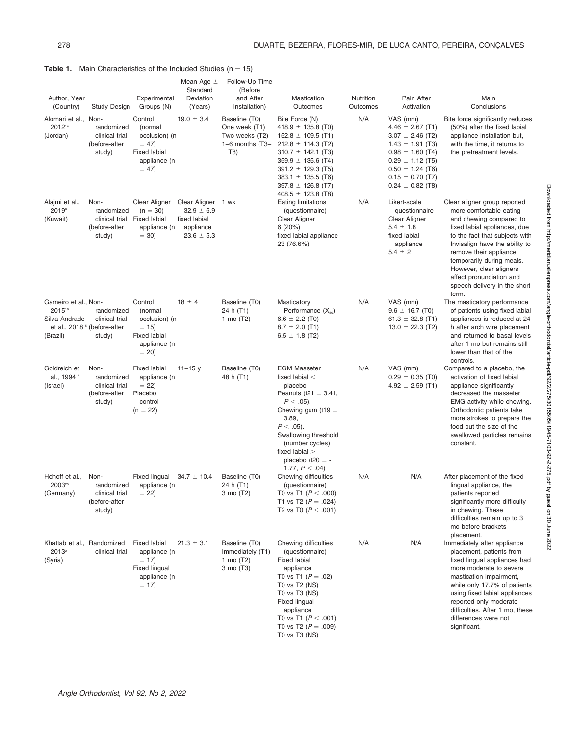**Table 1.** Main Characteristics of the Included Studies (n = 15)

| Author, Year (Country) | Study Design | Experimental Groups (N) | Mean Age ± Standard Deviation (Years) | Follow-Up Time (Before and After Installation) | Mastication Outcomes | Nutrition Outcomes | Pain After Activation | Main Conclusions |
|---|---|---|---|---|---|---|---|---|
| Alomari et al., 2012[14] (Jordan) | Non-randomized clinical trial (before-after study) | Control (normal occlusion) (n = 47) Fixed labial appliance (n = 47) | 19.0 ± 3.4 | Baseline (T0) One week (T1) Two weeks (T2) 1–6 months (T3–T8) | Bite Force (N) 418.9 ± 135.8 (T0) 152.8 ± 109.5 (T1) 212.8 ± 114.3 (T2) 310.7 ± 142.1 (T3) 359.9 ± 135.6 (T4) 391.2 ± 129.3 (T5) 383.1 ± 135.5 (T6) 397.8 ± 126.8 (T7) 408.5 ± 123.8 (T8) | N/A | VAS (mm) 4.46 ± 2.67 (T1) 3.07 ± 2.46 (T2) 1.43 ± 1.91 (T3) 0.98 ± 1.60 (T4) 0.29 ± 1.12 (T5) 0.50 ± 1.24 (T6) 0.15 ± 0.70 (T7) 0.24 ± 0.82 (T8) | Bite force significantly reduces (50%) after the fixed labial appliance installation but, with the time, it returns to the pretreatment levels. |
| Alajmi et al., 2019[6] (Kuwait) | Non-randomized clinical trial (before-after study) | Clear Aligner (n = 30) Fixed labial appliance (n = 30) | Clear Aligner 32.9 ± 6.9 fixed labial appliance 23.6 ± 5.3 | 1 wk | Eating limitations (questionnaire) Clear Aligner 6 (20%) fixed labial appliance 23 (76.6%) | N/A | Likert-scale questionnaire Clear Aligner 5.4 ± 1.8 fixed labial appliance 5.4 ± 2 | Clear aligner group reported more comfortable eating and chewing compared to fixed labial appliances, due to the fact that subjects with Invisalign have the ability to remove their appliance temporarily during meals. However, clear aligners affect pronunciation and speech delivery in the short term. |
| Gameiro et al., 2015[16] Silva Andrade et al., 2018[15] (Brazil) | Non-randomized clinical trial (before-after study) | Control (normal occlusion) (n = 15) Fixed labial appliance (n = 20) | 18 ± 4 | Baseline (T0) 24 h (T1) 1 mo (T2) | Masticatory Performance ($X_{50}$) 6.6 ± 2.2 (T0) 8.7 ± 2.0 (T1) 6.5 ± 1.8 (T2) | N/A | VAS (mm) 9.6 ± 16.7 (T0) 61.3 ± 32.8 (T1) 13.0 ± 22.3 (T2) | The masticatory performance of patients using fixed labial appliances is reduced at 24 h after arch wire placement and returned to basal levels after 1 mo but remains still lower than that of the controls. |
| Goldreich et al., 1994[17] (Israel) | Non-randomized clinical trial (before-after study) | Fixed labial appliance (n = 22) Placebo control (n = 22) | 11–15 y | Baseline (T0) 48 h (T1) | EGM Masseter fixed labial < placebo Peanuts ($t21 = 3.41$, $P < .05$). Chewing gum ($t19 = 3.89$, $P < .05$). Swallowing threshold (number cycles) fixed labial > placebo ($t20 = -1.77$, $P < .04$) | N/A | VAS (mm) 0.29 ± 0.35 (T0) 4.92 ± 2.59 (T1) | Compared to a placebo, the activation of fixed labial appliance significantly decreased the masseter EMG activity while chewing. Orthodontic patients take more strokes to prepare the food but the size of the swallowed particles remains constant. |
| Hohoff et al., 2003[25] (Germany) | Non-randomized clinical trial (before-after study) | Fixed lingual appliance (n = 22) | 34.7 ± 10.4 | Baseline (T0) 24 h (T1) 3 mo (T2) | Chewing difficulties (questionnaire) T0 vs T1 ($P < .000$) T1 vs T2 ($P = .024$) T2 vs T0 ($P \leq .001$) | N/A | N/A | After placement of the fixed lingual appliance, the patients reported significantly more difficulty in chewing. These difficulties remain up to 3 mo before brackets placement. |
| Khattab et al., 2013[21] (Syria) | Randomized clinical trial | Fixed labial appliance (n = 17) Fixed lingual appliance (n = 17) | 21.3 ± 3.1 | Baseline (T0) Immediately (T1) 1 mo (T2) 3 mo (T3) | Chewing difficulties (questionnaire) Fixed labial appliance T0 vs T1 ($P = .02$) T0 vs T2 (NS) T0 vs T3 (NS) Fixed lingual appliance T0 vs T1 ($P < .001$) T0 vs T2 ($P = .009$) T0 vs T3 (NS) | N/A | N/A | Immediately after appliance placement, patients from fixed lingual appliances had more moderate to severe mastication impairment, while only 17.7% of patients using fixed labial appliances reported only moderate difficulties. After 1 mo, these differences were not significant. |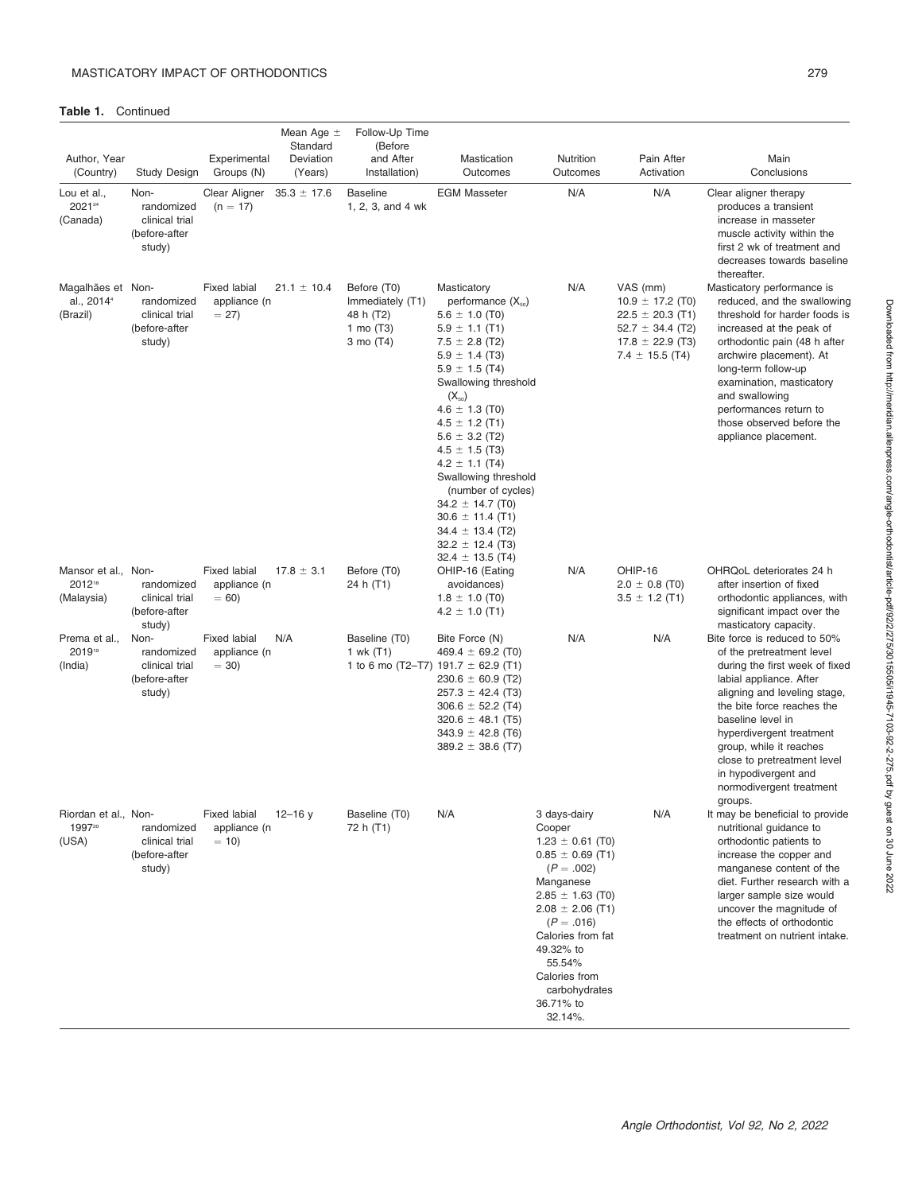**Table 1.** Continued

| Author, Year (Country) | Study Design | Experimental Groups (N) | Mean Age ± Standard Deviation (Years) | Follow-Up Time (Before and After Installation) | Mastication Outcomes | Nutrition Outcomes | Pain After Activation | Main Conclusions |
|---|---|---|---|---|---|---|---|---|
| Lou et al., 2021[24] (Canada) | Non-randomized clinical trial (before-after study) | Clear Aligner (n = 17) | 35.3 ± 17.6 | Baseline 1, 2, 3, and 4 wk | EGM Masseter | N/A | N/A | Clear aligner therapy produces a transient increase in masseter muscle activity within the first 2 wk of treatment and decreases towards baseline thereafter. |
| Magalhães et al., 2014[4] (Brazil) | Non-randomized clinical trial (before-after study) | Fixed labial appliance (n = 27) | 21.1 ± 10.4 | Before (T0) Immediately (T1) 48 h (T2) 1 mo (T3) 3 mo (T4) | Masticatory performance ($X_{50}$) 5.6 ± 1.0 (T0) 5.9 ± 1.1 (T1) 7.5 ± 2.8 (T2) 5.9 ± 1.4 (T3) 5.9 ± 1.5 (T4) Swallowing threshold ($X_{50}$) 4.6 ± 1.3 (T0) 4.5 ± 1.2 (T1) 5.6 ± 3.2 (T2) 4.5 ± 1.5 (T3) 4.2 ± 1.1 (T4) Swallowing threshold (number of cycles) 34.2 ± 14.7 (T0) 30.6 ± 11.4 (T1) 34.4 ± 13.4 (T2) 32.2 ± 12.4 (T3) 32.4 ± 13.5 (T4) | N/A | VAS (mm) 10.9 ± 17.2 (T0) 22.5 ± 20.3 (T1) 52.7 ± 34.4 (T2) 17.8 ± 22.9 (T3) 7.4 ± 15.5 (T4) | Masticatory performance is reduced, and the swallowing threshold for harder foods is increased at the peak of orthodontic pain (48 h after archwire placement). At long-term follow-up examination, masticatory and swallowing performances return to those observed before the appliance placement. |
| Mansor et al., 2012[18] (Malaysia) | Non-randomized clinical trial (before-after study) | Fixed labial appliance (n = 60) | 17.8 ± 3.1 | Before (T0) 24 h (T1) | OHIP-16 (Eating avoidances) 1.8 ± 1.0 (T0) 4.2 ± 1.0 (T1) | N/A | OHIP-16 2.0 ± 0.8 (T0) 3.5 ± 1.2 (T1) | OHRQoL deteriorates 24 h after insertion of fixed orthodontic appliances, with significant impact over the masticatory capacity. |
| Prema et al., 2019[19] (India) | Non-randomized clinical trial (before-after study) | Fixed labial appliance (n = 30) | N/A | Baseline (T0) 1 wk (T1) 1 to 6 mo (T2–T7) | Bite Force (N) 469.4 ± 69.2 (T0) 191.7 ± 62.9 (T1) 230.6 ± 60.9 (T2) 257.3 ± 42.4 (T3) 306.6 ± 52.2 (T4) 320.6 ± 48.1 (T5) 343.9 ± 42.8 (T6) 389.2 ± 38.6 (T7) | N/A | N/A | Bite force is reduced to 50% of the pretreatment level during the first week of fixed labial appliance. After aligning and leveling stage, the bite force reaches the baseline level in hyperdivergent treatment group, while it reaches close to pretreatment level in hypodivergent and normodivergent treatment groups. |
| Riordan et al., 1997[20] (USA) | Non-randomized clinical trial (before-after study) | Fixed labial appliance (n = 10) | 12–16 y | Baseline (T0) 72 h (T1) | N/A | 3 days-dairy Cooper 1.23 ± 0.61 (T0) 0.85 ± 0.69 (T1) ($P = .002$) Manganese 2.85 ± 1.63 (T0) 2.08 ± 2.06 (T1) ($P = .016$) Calories from fat 49.32% to 55.54% Calories from carbohydrates 36.71% to 32.14%. | N/A | It may be beneficial to provide nutritional guidance to orthodontic patients to increase the copper and manganese content of the diet. Further research with a larger sample size would uncover the magnitude of the effects of orthodontic treatment on nutrient intake. |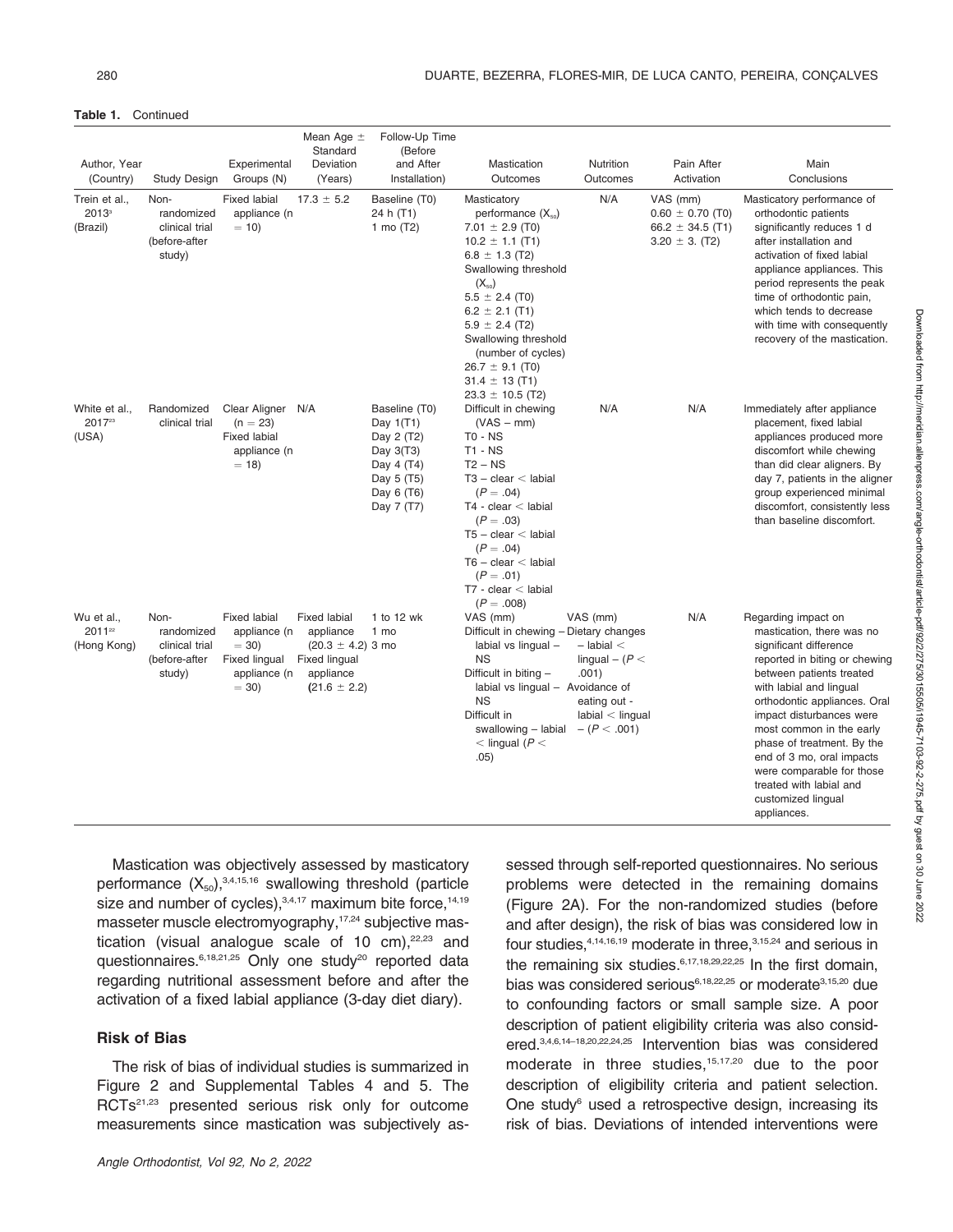**Table 1.** Continued

| Author, Year (Country) | Study Design | Experimental Groups (N) | Mean Age ± Standard Deviation (Years) | Follow-Up Time (Before and After Installation) | Mastication Outcomes | Nutrition Outcomes | Pain After Activation | Main Conclusions |
|---|---|---|---|---|---|---|---|---|
| Trein et al., 2013[3] (Brazil) | Non-randomized clinical trial (before-after study) | Fixed labial appliance (n = 10) | 17.3 ± 5.2 | Baseline (T0) 24 h (T1) 1 mo (T2) | Masticatory performance ($X_{50}$) 7.01 ± 2.9 (T0) 10.2 ± 1.1 (T1) 6.8 ± 1.3 (T2) Swallowing threshold ($X_{50}$) 5.5 ± 2.4 (T0) 6.2 ± 2.1 (T1) 5.9 ± 2.4 (T2) Swallowing threshold (number of cycles) 26.7 ± 9.1 (T0) 31.4 ± 13 (T1) 23.3 ± 10.5 (T2) | N/A | VAS (mm) 0.60 ± 0.70 (T0) 66.2 ± 34.5 (T1) 3.20 ± 3. (T2) | Masticatory performance of orthodontic patients significantly reduces 1 d after installation and activation of fixed labial appliance appliances. This period represents the peak time of orthodontic pain, which tends to decrease with time with consequently recovery of the mastication. |
| White et al., 2017[23] (USA) | Randomized clinical trial | Clear Aligner (n = 23) Fixed labial appliance (n = 18) | N/A | Baseline (T0) Day 1(T1) Day 2 (T2) Day 3(T3) Day 4 (T4) Day 5 (T5) Day 6 (T6) Day 7 (T7) | Difficult in chewing (VAS – mm) T0 - NS T1 - NS T2 – NS T3 – clear < labial ($P = .04$) T4 - clear < labial ($P = .03$) T5 – clear < labial ($P = .04$) T6 – clear < labial ($P = .01$) T7 - clear < labial ($P = .008$) | N/A | N/A | Immediately after appliance placement, fixed labial appliances produced more discomfort while chewing than did clear aligners. By day 7, patients in the aligner group experienced minimal discomfort, consistently less than baseline discomfort. |
| Wu et al., 2011[22] (Hong Kong) | Non-randomized clinical trial (before-after study) | Fixed labial appliance (n = 30) Fixed lingual appliance (n = 30) | Fixed labial appliance (20.3 ± 4.2) Fixed lingual appliance (21.6 ± 2.2) | 1 to 12 wk 1 mo 3 mo | VAS (mm) Difficult in chewing – labial vs lingual – NS Difficult in biting – labial vs lingual – NS Difficult in swallowing – labial < lingual ($P < .05$) | VAS (mm) Dietary changes – labial < lingual – ($P < .001$) Avoidance of eating out - labial < lingual – ($P < .001$) | N/A | Regarding impact on mastication, there was no significant difference reported in biting or chewing between patients treated with labial and lingual orthodontic appliances. Oral impact disturbances were most common in the early phase of treatment. By the end of 3 mo, oral impacts were comparable for those treated with labial and customized lingual appliances. |

Mastication was objectively assessed by masticatory performance ($X_{50}$),[3,4,15,16] swallowing threshold (particle size and number of cycles),[3,4,17] maximum bite force,[14,19] masseter muscle electromyography,[17,24] subjective mastication (visual analogue scale of 10 cm),[22,23] and questionnaires.[6,18,21,25] Only one study[20] reported data regarding nutritional assessment before and after the activation of a fixed labial appliance (3-day diet diary).

## Risk of Bias

The risk of bias of individual studies is summarized in Figure 2 and Supplemental Tables 4 and 5. The RCTs[21,23] presented serious risk only for outcome measurements since mastication was subjectively assessed through self-reported questionnaires. No serious problems were detected in the remaining domains (Figure 2A). For the non-randomized studies (before and after design), the risk of bias was considered low in four studies,[4,14,16,19] moderate in three,[3,15,24] and serious in the remaining six studies.[6,17,18,29,22,25] In the first domain, bias was considered serious[6,18,22,25] or moderate[3,15,20] due to confounding factors or small sample size. A poor description of patient eligibility criteria was also considered.[3,4,6,14–18,20,22,24,25] Intervention bias was considered moderate in three studies,[15,17,20] due to the poor description of eligibility criteria and patient selection. One study[6] used a retrospective design, increasing its risk of bias. Deviations of intended interventions were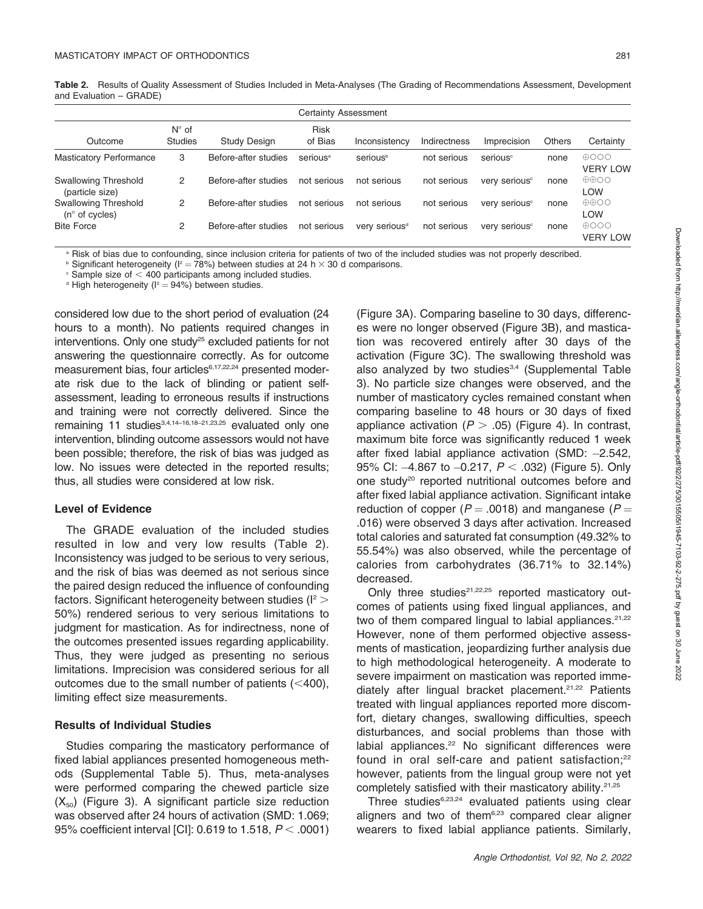**Table 2.** Results of Quality Assessment of Studies Included in Meta-Analyses (The Grading of Recommendations Assessment, Development and Evaluation – GRADE)

| Certainty Assessment | | | | | | | | |
|---|---|---|---|---|---|---|---|---|
| Outcome | N° of Studies | Study Design | Risk of Bias | Inconsistency | Indirectness | Imprecision | Others | Certainty |
| Masticatory Performance | 3 | Before-after studies | serious[a] | serious[b] | not serious | serious[c] | none | ⊕○○○ VERY LOW |
| Swallowing Threshold (particle size) | 2 | Before-after studies | not serious | not serious | not serious | very serious[c] | none | ⊕⊕○○ LOW |
| Swallowing Threshold (n° of cycles) | 2 | Before-after studies | not serious | not serious | not serious | very serious[c] | none | ⊕⊕○○ LOW |
| Bite Force | 2 | Before-after studies | not serious | very serious[d] | not serious | very serious[c] | none | ⊕○○○ VERY LOW |

[a] Risk of bias due to confounding, since inclusion criteria for patients of two of the included studies was not properly described.
[b] Significant heterogeneity ($I^2 = 78\%$) between studies at 24 h × 30 d comparisons.
[c] Sample size of < 400 participants among included studies.
[d] High heterogeneity ($I^2 = 94\%$) between studies.

considered low due to the short period of evaluation (24 hours to a month). No patients required changes in interventions. Only one study[25] excluded patients for not answering the questionnaire correctly. As for outcome measurement bias, four articles[6,17,22,24] presented moderate risk due to the lack of blinding or patient self-assessment, leading to erroneous results if instructions and training were not correctly delivered. Since the remaining 11 studies[3,4,14–16,18–21,23,25] evaluated only one intervention, blinding outcome assessors would not have been possible; therefore, the risk of bias was judged as low. No issues were detected in the reported results; thus, all studies were considered at low risk.

### Level of Evidence

The GRADE evaluation of the included studies resulted in low and very low results (Table 2). Inconsistency was judged to be serious to very serious, and the risk of bias was deemed as not serious since the paired design reduced the influence of confounding factors. Significant heterogeneity between studies ($I^2 >$ 50%) rendered serious to very serious limitations to judgment for mastication. As for indirectness, none of the outcomes presented issues regarding applicability. Thus, they were judged as presenting no serious limitations. Imprecision was considered serious for all outcomes due to the small number of patients (<400), limiting effect size measurements.

### Results of Individual Studies

Studies comparing the masticatory performance of fixed labial appliances presented homogeneous methods (Supplemental Table 5). Thus, meta-analyses were performed comparing the chewed particle size ($X_{50}$) (Figure 3). A significant particle size reduction was observed after 24 hours of activation (SMD: 1.069; 95% coefficient interval [CI]: 0.619 to 1.518, $P < .0001$) (Figure 3A). Comparing baseline to 30 days, differences were no longer observed (Figure 3B), and mastication was recovered entirely after 30 days of the activation (Figure 3C). The swallowing threshold was also analyzed by two studies[3,4] (Supplemental Table 3). No particle size changes were observed, and the number of masticatory cycles remained constant when comparing baseline to 48 hours or 30 days of fixed appliance activation ($P > .05$) (Figure 4). In contrast, maximum bite force was significantly reduced 1 week after fixed labial appliance activation (SMD: −2.542, 95% CI: −4.867 to −0.217, $P < .032$) (Figure 5). Only one study[20] reported nutritional outcomes before and after fixed labial appliance activation. Significant intake reduction of copper ($P = .0018$) and manganese ($P =$ .016) were observed 3 days after activation. Increased total calories and saturated fat consumption (49.32% to 55.54%) was also observed, while the percentage of calories from carbohydrates (36.71% to 32.14%) decreased.

Only three studies[21,22,25] reported masticatory outcomes of patients using fixed lingual appliances, and two of them compared lingual to labial appliances.[21,22] However, none of them performed objective assessments of mastication, jeopardizing further analysis due to high methodological heterogeneity. A moderate to severe impairment on mastication was reported immediately after lingual bracket placement.[21,22] Patients treated with lingual appliances reported more discomfort, dietary changes, swallowing difficulties, speech disturbances, and social problems than those with labial appliances.[22] No significant differences were found in oral self-care and patient satisfaction;[22] however, patients from the lingual group were not yet completely satisfied with their masticatory ability.[21,25]

Three studies[6,23,24] evaluated patients using clear aligners and two of them[6,23] compared clear aligner wearers to fixed labial appliance patients. Similarly,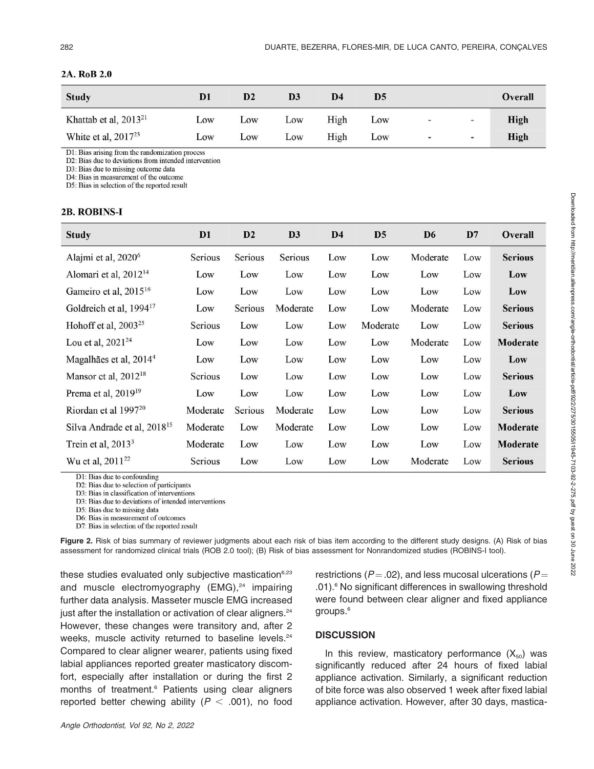**2A. RoB 2.0**

| Study | D1 | D2 | D3 | D4 | D5 | | | Overall |
|---|---|---|---|---|---|---|---|---|
| Khattab et al, 2013[21] | Low | Low | Low | High | Low | - | - | **High** |
| White et al, 2017[23] | Low | Low | Low | High | Low | - | - | **High** |

D1: Bias arising from the randomization process
D2: Bias due to deviations from intended intervention
D3: Bias due to missing outcome data
D4: Bias in measurement of the outcome
D5: Bias in selection of the reported result

**2B. ROBINS-I**

| Study | D1 | D2 | D3 | D4 | D5 | D6 | D7 | Overall |
|---|---|---|---|---|---|---|---|---|
| Alajmi et al, 2020[6] | Serious | Serious | Serious | Low | Low | Moderate | Low | **Serious** |
| Alomari et al, 2012[14] | Low | Low | Low | Low | Low | Low | Low | **Low** |
| Gameiro et al, 2015[16] | Low | Low | Low | Low | Low | Low | Low | **Low** |
| Goldreich et al, 1994[17] | Low | Serious | Moderate | Low | Low | Moderate | Low | **Serious** |
| Hohoff et al, 2003[25] | Serious | Low | Low | Low | Moderate | Low | Low | **Serious** |
| Lou et al, 2021[24] | Low | Low | Low | Low | Low | Moderate | Low | **Moderate** |
| Magalhães et al, 2014[4] | Low | Low | Low | Low | Low | Low | Low | **Low** |
| Mansor et al, 2012[18] | Serious | Low | Low | Low | Low | Low | Low | **Serious** |
| Prema et al, 2019[19] | Low | Low | Low | Low | Low | Low | Low | **Low** |
| Riordan et al 1997[20] | Moderate | Serious | Moderate | Low | Low | Low | Low | **Serious** |
| Silva Andrade et al, 2018[15] | Moderate | Low | Moderate | Low | Low | Low | Low | **Moderate** |
| Trein et al, 2013[3] | Moderate | Low | Low | Low | Low | Low | Low | **Moderate** |
| Wu et al, 2011[22] | Serious | Low | Low | Low | Low | Moderate | Low | **Serious** |

D1: Bias due to confounding
D2: Bias due to selection of participants
D3: Bias in classification of interventions
D3: Bias due to deviations of intended interventions
D5: Bias due to missing data
D6: Bias in measurement of outcomes
D7: Bias in selection of the reported result

**Figure 2.** Risk of bias summary of reviewer judgments about each risk of bias item according to the different study designs. (A) Risk of bias assessment for randomized clinical trials (ROB 2.0 tool); (B) Risk of bias assessment for Nonrandomized studies (ROBINS-I tool).

these studies evaluated only subjective mastication[6,23] and muscle electromyography (EMG),[24] impairing further data analysis. Masseter muscle EMG increased just after the installation or activation of clear aligners.[24] However, these changes were transitory and, after 2 weeks, muscle activity returned to baseline levels.[24] Compared to clear aligner wearer, patients using fixed labial appliances reported greater masticatory discomfort, especially after installation or during the first 2 months of treatment.[6] Patients using clear aligners reported better chewing ability ($P < .001$), no food restrictions ($P = .02$), and less mucosal ulcerations ($P = .01$).[6] No significant differences in swallowing threshold were found between clear aligner and fixed appliance groups.[6]

## DISCUSSION

In this review, masticatory performance ($X_{50}$) was significantly reduced after 24 hours of fixed labial appliance activation. Similarly, a significant reduction of bite force was also observed 1 week after fixed labial appliance activation. However, after 30 days, mastica-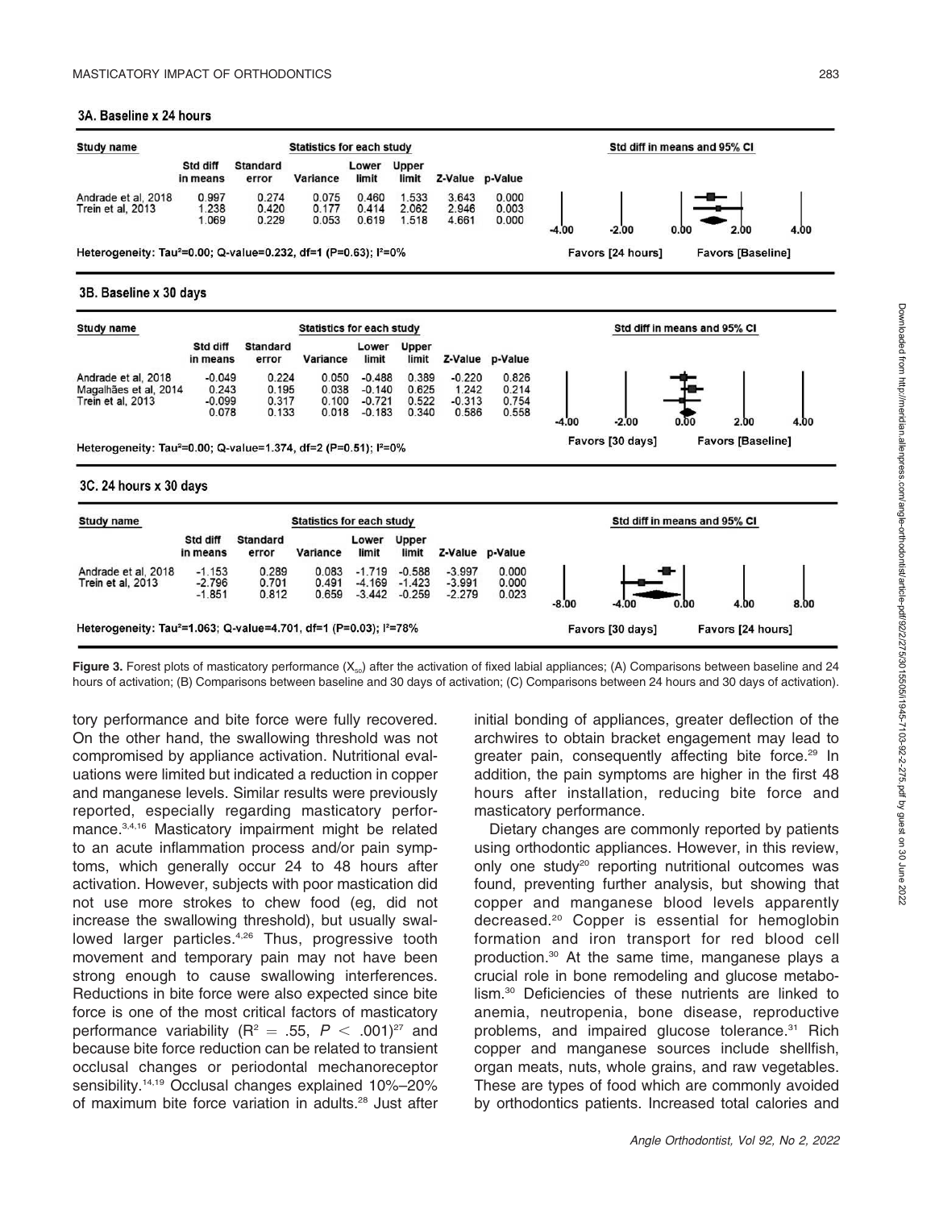### 3A. Baseline x 24 hours

| Study name | Std diff in means | Standard error | Variance | Lower limit | Upper limit | Z-Value | p-Value |
|---|---|---|---|---|---|---|---|
| Andrade et al, 2018 | 0.997 | 0.274 | 0.075 | 0.460 | 1.533 | 3.643 | 0.000 |
| Trein et al, 2013 | 1.238 | 0.420 | 0.177 | 0.414 | 2.062 | 2.946 | 0.003 |
| | 1.069 | 0.229 | 0.053 | 0.619 | 1.518 | 4.661 | 0.000 |

Heterogeneity: Tau²=0.00; Q-value=0.232, df=1 (P=0.63); I²=0%

Std diff in means and 95% CI: Favors [24 hours] / Favors [Baseline]

### 3B. Baseline x 30 days

| Study name | Std diff in means | Standard error | Variance | Lower limit | Upper limit | Z-Value | p-Value |
|---|---|---|---|---|---|---|---|
| Andrade et al, 2018 | -0.049 | 0.224 | 0.050 | -0.488 | 0.389 | -0.220 | 0.826 |
| Magalhães et al, 2014 | 0.243 | 0.195 | 0.038 | -0.140 | 0.625 | 1.242 | 0.214 |
| Trein et al, 2013 | -0.099 | 0.317 | 0.100 | -0.721 | 0.522 | -0.313 | 0.754 |
| | 0.078 | 0.133 | 0.018 | -0.183 | 0.340 | 0.586 | 0.558 |

Heterogeneity: Tau²=0.00; Q-value=1.374, df=2 (P=0.51); I²=0%

Std diff in means and 95% CI: Favors [30 days] / Favors [Baseline]

### 3C. 24 hours x 30 days

| Study name | Std diff in means | Standard error | Variance | Lower limit | Upper limit | Z-Value | p-Value |
|---|---|---|---|---|---|---|---|
| Andrade et al, 2018 | -1.153 | 0.289 | 0.083 | -1.719 | -0.588 | -3.997 | 0.000 |
| Trein et al, 2013 | -2.796 | 0.701 | 0.491 | -4.169 | -1.423 | -3.991 | 0.000 |
| | -1.851 | 0.812 | 0.659 | -3.442 | -0.259 | -2.279 | 0.023 |

Heterogeneity: Tau²=1.063; Q-value=4.701, df=1 (P=0.03); I²=78%

Std diff in means and 95% CI: Favors [30 days] / Favors [24 hours]

**Figure 3.** Forest plots of masticatory performance ($X_{50}$) after the activation of fixed labial appliances; (A) Comparisons between baseline and 24 hours of activation; (B) Comparisons between baseline and 30 days of activation; (C) Comparisons between 24 hours and 30 days of activation).

tory performance and bite force were fully recovered. On the other hand, the swallowing threshold was not compromised by appliance activation. Nutritional evaluations were limited but indicated a reduction in copper and manganese levels. Similar results were previously reported, especially regarding masticatory performance.[3,4,16] Masticatory impairment might be related to an acute inflammation process and/or pain symptoms, which generally occur 24 to 48 hours after activation. However, subjects with poor mastication did not use more strokes to chew food (eg, did not increase the swallowing threshold), but usually swallowed larger particles.[4,26] Thus, progressive tooth movement and temporary pain may not have been strong enough to cause swallowing interferences. Reductions in bite force were also expected since bite force is one of the most critical factors of masticatory performance variability ($R^2 = .55$, $P < .001$)[27] and because bite force reduction can be related to transient occlusal changes or periodontal mechanoreceptor sensibility.[14,19] Occlusal changes explained 10%–20% of maximum bite force variation in adults.[28] Just after initial bonding of appliances, greater deflection of the archwires to obtain bracket engagement may lead to greater pain, consequently affecting bite force.[29] In addition, the pain symptoms are higher in the first 48 hours after installation, reducing bite force and masticatory performance.

Dietary changes are commonly reported by patients using orthodontic appliances. However, in this review, only one study[20] reporting nutritional outcomes was found, preventing further analysis, but showing that copper and manganese blood levels apparently decreased.[20] Copper is essential for hemoglobin formation and iron transport for red blood cell production.[30] At the same time, manganese plays a crucial role in bone remodeling and glucose metabolism.[30] Deficiencies of these nutrients are linked to anemia, neutropenia, bone disease, reproductive problems, and impaired glucose tolerance.[31] Rich copper and manganese sources include shellfish, organ meats, nuts, whole grains, and raw vegetables. These are types of food which are commonly avoided by orthodontics patients. Increased total calories and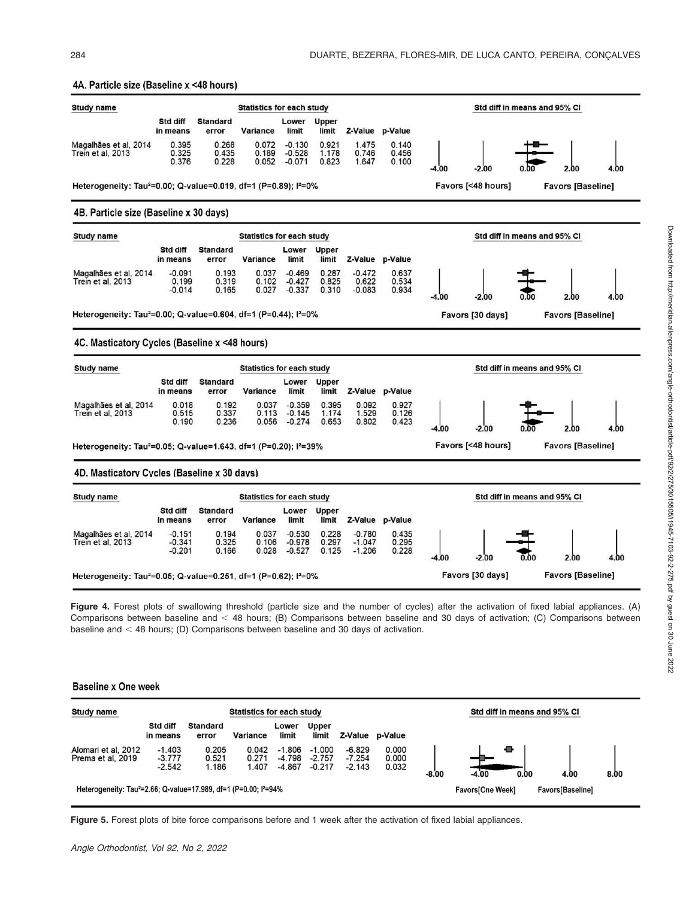## 4A. Particle size (Baseline x <48 hours)

| Study name | Std diff in means | Standard error | Variance | Lower limit | Upper limit | Z-Value | p-Value |
|---|---|---|---|---|---|---|---|
| Magalhães et al, 2014 | 0.395 | 0.268 | 0.072 | -0.130 | 0.921 | 1.475 | 0.140 |
| Trein et al, 2013 | 0.325 | 0.435 | 0.189 | -0.528 | 1.178 | 0.746 | 0.456 |
| | 0.376 | 0.228 | 0.052 | -0.071 | 0.823 | 1.647 | 0.100 |

Std diff in means and 95% CI: -4.00, -2.00, 0.00, 2.00, 4.00 — Favors [<48 hours] / Favors [Baseline]

Heterogeneity: Tau²=0.00; Q-value=0.019, df=1 (P=0.89); I²=0%

## 4B. Particle size (Baseline x 30 days)

| Study name | Std diff in means | Standard error | Variance | Lower limit | Upper limit | Z-Value | p-Value |
|---|---|---|---|---|---|---|---|
| Magalhães et al, 2014 | -0.091 | 0.193 | 0.037 | -0.469 | 0.287 | -0.472 | 0.637 |
| Trein et al, 2013 | 0.199 | 0.319 | 0.102 | -0.427 | 0.825 | 0.622 | 0.534 |
| | -0.014 | 0.165 | 0.027 | -0.337 | 0.310 | -0.083 | 0.934 |

Std diff in means and 95% CI: -4.00, -2.00, 0.00, 2.00, 4.00 — Favors [30 days] / Favors [Baseline]

Heterogeneity: Tau²=0.00; Q-value=0.604, df=1 (P=0.44); I²=0%

## 4C. Masticatory Cycles (Baseline x <48 hours)

| Study name | Std diff in means | Standard error | Variance | Lower limit | Upper limit | Z-Value | p-Value |
|---|---|---|---|---|---|---|---|
| Magalhães et al, 2014 | 0.018 | 0.192 | 0.037 | -0.359 | 0.395 | 0.092 | 0.927 |
| Trein et al, 2013 | 0.515 | 0.337 | 0.113 | -0.145 | 1.174 | 1.529 | 0.126 |
| | 0.190 | 0.236 | 0.056 | -0.274 | 0.653 | 0.802 | 0.423 |

Std diff in means and 95% CI: -4.00, -2.00, 0.00, 2.00, 4.00 — Favors [<48 hours] / Favors [Baseline]

Heterogeneity: Tau²=0.05; Q-value=1.643, df=1 (P=0.20); I²=39%

## 4D. Masticatory Cycles (Baseline x 30 days)

| Study name | Std diff in means | Standard error | Variance | Lower limit | Upper limit | Z-Value | p-Value |
|---|---|---|---|---|---|---|---|
| Magalhães et al, 2014 | -0.151 | 0.194 | 0.037 | -0.530 | 0.228 | -0.780 | 0.435 |
| Trein et al, 2013 | -0.341 | 0.325 | 0.106 | -0.978 | 0.297 | -1.047 | 0.295 |
| | -0.201 | 0.166 | 0.028 | -0.527 | 0.125 | -1.206 | 0.228 |

Std diff in means and 95% CI: -4.00, -2.00, 0.00, 2.00, 4.00 — Favors [30 days] / Favors [Baseline]

Heterogeneity: Tau²=0.05; Q-value=0.251, df=1 (P=0.62); I²=0%

**Figure 4.** Forest plots of swallowing threshold (particle size and the number of cycles) after the activation of fixed labial appliances. (A) Comparisons between baseline and < 48 hours; (B) Comparisons between baseline and 30 days of activation; (C) Comparisons between baseline and < 48 hours; (D) Comparisons between baseline and 30 days of activation.

## Baseline x One week

| Study name | Std diff in means | Standard error | Variance | Lower limit | Upper limit | Z-Value | p-Value |
|---|---|---|---|---|---|---|---|
| Alomari et al, 2012 | -1.403 | 0.205 | 0.042 | -1.806 | -1.000 | -6.829 | 0.000 |
| Prema et al, 2019 | -3.777 | 0.521 | 0.271 | -4.798 | -2.757 | -7.254 | 0.000 |
| | -2.542 | 1.186 | 1.407 | -4.867 | -0.217 | -2.143 | 0.032 |

Std diff in means and 95% CI: -8.00, -4.00, 0.00, 4.00, 8.00 — Favors[One Week] / Favors[Baseline]

Heterogeneity: Tau²=2.66; Q-value=17.989, df=1 (P=0.00); I²=94%

**Figure 5.** Forest plots of bite force comparisons before and 1 week after the activation of fixed labial appliances.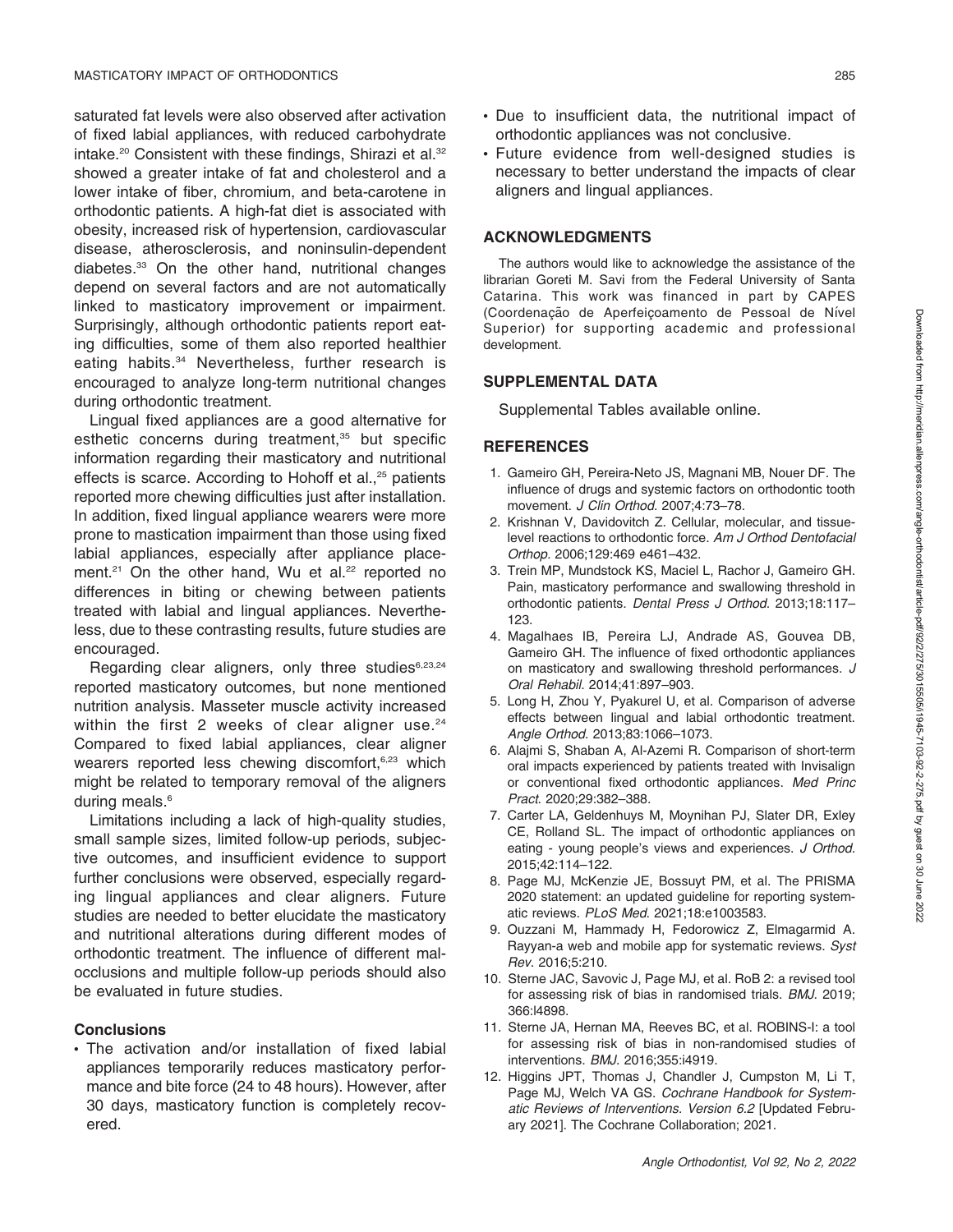saturated fat levels were also observed after activation of fixed labial appliances, with reduced carbohydrate intake.[20] Consistent with these findings, Shirazi et al.[32] showed a greater intake of fat and cholesterol and a lower intake of fiber, chromium, and beta-carotene in orthodontic patients. A high-fat diet is associated with obesity, increased risk of hypertension, cardiovascular disease, atherosclerosis, and noninsulin-dependent diabetes.[33] On the other hand, nutritional changes depend on several factors and are not automatically linked to masticatory improvement or impairment. Surprisingly, although orthodontic patients report eating difficulties, some of them also reported healthier eating habits.[34] Nevertheless, further research is encouraged to analyze long-term nutritional changes during orthodontic treatment.

Lingual fixed appliances are a good alternative for esthetic concerns during treatment,[35] but specific information regarding their masticatory and nutritional effects is scarce. According to Hohoff et al.,[25] patients reported more chewing difficulties just after installation. In addition, fixed lingual appliance wearers were more prone to mastication impairment than those using fixed labial appliances, especially after appliance placement.[21] On the other hand, Wu et al.[22] reported no differences in biting or chewing between patients treated with labial and lingual appliances. Nevertheless, due to these contrasting results, future studies are encouraged.

Regarding clear aligners, only three studies[6,23,24] reported masticatory outcomes, but none mentioned nutrition analysis. Masseter muscle activity increased within the first 2 weeks of clear aligner use.[24] Compared to fixed labial appliances, clear aligner wearers reported less chewing discomfort,[6,23] which might be related to temporary removal of the aligners during meals.[6]

Limitations including a lack of high-quality studies, small sample sizes, limited follow-up periods, subjective outcomes, and insufficient evidence to support further conclusions were observed, especially regarding lingual appliances and clear aligners. Future studies are needed to better elucidate the masticatory and nutritional alterations during different modes of orthodontic treatment. The influence of different malocclusions and multiple follow-up periods should also be evaluated in future studies.

### Conclusions

- The activation and/or installation of fixed labial appliances temporarily reduces masticatory performance and bite force (24 to 48 hours). However, after 30 days, masticatory function is completely recovered.
- Due to insufficient data, the nutritional impact of orthodontic appliances was not conclusive.
- Future evidence from well-designed studies is necessary to better understand the impacts of clear aligners and lingual appliances.

## ACKNOWLEDGMENTS

The authors would like to acknowledge the assistance of the librarian Goreti M. Savi from the Federal University of Santa Catarina. This work was financed in part by CAPES (Coordenação de Aperfeiçoamento de Pessoal de Nível Superior) for supporting academic and professional development.

## SUPPLEMENTAL DATA

Supplemental Tables available online.

## REFERENCES

1. Gameiro GH, Pereira-Neto JS, Magnani MB, Nouer DF. The influence of drugs and systemic factors on orthodontic tooth movement. *J Clin Orthod.* 2007;4:73–78.
2. Krishnan V, Davidovitch Z. Cellular, molecular, and tissue-level reactions to orthodontic force. *Am J Orthod Dentofacial Orthop.* 2006;129:469 e461–432.
3. Trein MP, Mundstock KS, Maciel L, Rachor J, Gameiro GH. Pain, masticatory performance and swallowing threshold in orthodontic patients. *Dental Press J Orthod.* 2013;18:117–123.
4. Magalhaes IB, Pereira LJ, Andrade AS, Gouvea DB, Gameiro GH. The influence of fixed orthodontic appliances on masticatory and swallowing threshold performances. *J Oral Rehabil.* 2014;41:897–903.
5. Long H, Zhou Y, Pyakurel U, et al. Comparison of adverse effects between lingual and labial orthodontic treatment. *Angle Orthod.* 2013;83:1066–1073.
6. Alajmi S, Shaban A, Al-Azemi R. Comparison of short-term oral impacts experienced by patients treated with Invisalign or conventional fixed orthodontic appliances. *Med Princ Pract.* 2020;29:382–388.
7. Carter LA, Geldenhuys M, Moynihan PJ, Slater DR, Exley CE, Rolland SL. The impact of orthodontic appliances on eating - young people's views and experiences. *J Orthod.* 2015;42:114–122.
8. Page MJ, McKenzie JE, Bossuyt PM, et al. The PRISMA 2020 statement: an updated guideline for reporting systematic reviews. *PLoS Med.* 2021;18:e1003583.
9. Ouzzani M, Hammady H, Fedorowicz Z, Elmagarmid A. Rayyan-a web and mobile app for systematic reviews. *Syst Rev.* 2016;5:210.
10. Sterne JAC, Savovic J, Page MJ, et al. RoB 2: a revised tool for assessing risk of bias in randomised trials. *BMJ.* 2019; 366:l4898.
11. Sterne JA, Hernan MA, Reeves BC, et al. ROBINS-I: a tool for assessing risk of bias in non-randomised studies of interventions. *BMJ.* 2016;355:i4919.
12. Higgins JPT, Thomas J, Chandler J, Cumpston M, Li T, Page MJ, Welch VA GS. *Cochrane Handbook for Systematic Reviews of Interventions. Version 6.2* [Updated February 2021]. The Cochrane Collaboration; 2021.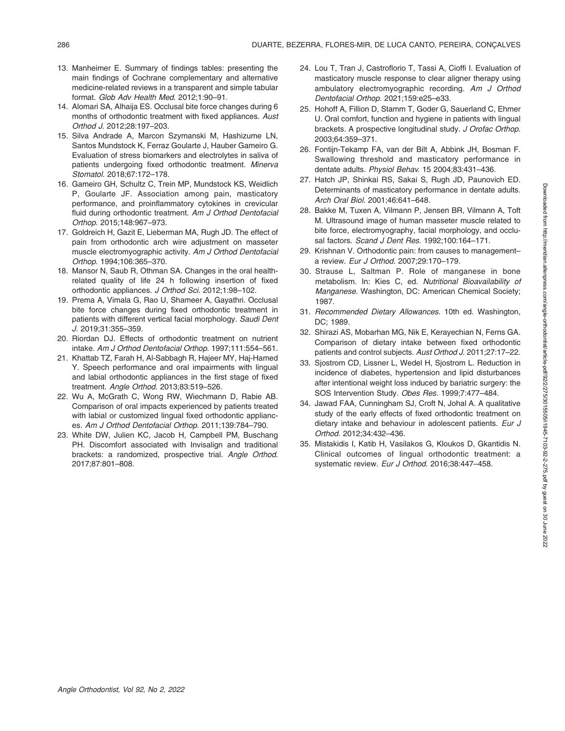13. Manheimer E. Summary of findings tables: presenting the main findings of Cochrane complementary and alternative medicine-related reviews in a transparent and simple tabular format. *Glob Adv Health Med*. 2012;1:90–91.
14. Alomari SA, Alhaija ES. Occlusal bite force changes during 6 months of orthodontic treatment with fixed appliances. *Aust Orthod J*. 2012;28:197–203.
15. Silva Andrade A, Marcon Szymanski M, Hashizume LN, Santos Mundstock K, Ferraz Goularte J, Hauber Gameiro G. Evaluation of stress biomarkers and electrolytes in saliva of patients undergoing fixed orthodontic treatment. *Minerva Stomatol*. 2018;67:172–178.
16. Gameiro GH, Schultz C, Trein MP, Mundstock KS, Weidlich P, Goularte JF. Association among pain, masticatory performance, and proinflammatory cytokines in crevicular fluid during orthodontic treatment. *Am J Orthod Dentofacial Orthop*. 2015;148:967–973.
17. Goldreich H, Gazit E, Lieberman MA, Rugh JD. The effect of pain from orthodontic arch wire adjustment on masseter muscle electromyographic activity. *Am J Orthod Dentofacial Orthop*. 1994;106:365–370.
18. Mansor N, Saub R, Othman SA. Changes in the oral health-related quality of life 24 h following insertion of fixed orthodontic appliances. *J Orthod Sci*. 2012;1:98–102.
19. Prema A, Vimala G, Rao U, Shameer A, Gayathri. Occlusal bite force changes during fixed orthodontic treatment in patients with different vertical facial morphology. *Saudi Dent J*. 2019;31:355–359.
20. Riordan DJ. Effects of orthodontic treatment on nutrient intake. *Am J Orthod Dentofacial Orthop*. 1997;111:554–561.
21. Khattab TZ, Farah H, Al-Sabbagh R, Hajeer MY, Haj-Hamed Y. Speech performance and oral impairments with lingual and labial orthodontic appliances in the first stage of fixed treatment. *Angle Orthod*. 2013;83:519–526.
22. Wu A, McGrath C, Wong RW, Wiechmann D, Rabie AB. Comparison of oral impacts experienced by patients treated with labial or customized lingual fixed orthodontic appliances. *Am J Orthod Dentofacial Orthop*. 2011;139:784–790.
23. White DW, Julien KC, Jacob H, Campbell PM, Buschang PH. Discomfort associated with Invisalign and traditional brackets: a randomized, prospective trial. *Angle Orthod*. 2017;87:801–808.
24. Lou T, Tran J, Castroflorio T, Tassi A, Cioffi I. Evaluation of masticatory muscle response to clear aligner therapy using ambulatory electromyographic recording. *Am J Orthod Dentofacial Orthop*. 2021;159:e25–e33.
25. Hohoff A, Fillion D, Stamm T, Goder G, Sauerland C, Ehmer U. Oral comfort, function and hygiene in patients with lingual brackets. A prospective longitudinal study. *J Orofac Orthop*. 2003;64:359–371.
26. Fontijn-Tekamp FA, van der Bilt A, Abbink JH, Bosman F. Swallowing threshold and masticatory performance in dentate adults. *Physiol Behav*. 15 2004;83:431–436.
27. Hatch JP, Shinkai RS, Sakai S, Rugh JD, Paunovich ED. Determinants of masticatory performance in dentate adults. *Arch Oral Biol*. 2001;46:641–648.
28. Bakke M, Tuxen A, Vilmann P, Jensen BR, Vilmann A, Toft M. Ultrasound image of human masseter muscle related to bite force, electromyography, facial morphology, and occlusal factors. *Scand J Dent Res*. 1992;100:164–171.
29. Krishnan V. Orthodontic pain: from causes to management–a review. *Eur J Orthod*. 2007;29:170–179.
30. Strause L, Saltman P. Role of manganese in bone metabolism. In: Kies C, ed. *Nutritional Bioavailability of Manganese*. Washington, DC: American Chemical Society; 1987.
31. *Recommended Dietary Allowances*. 10th ed. Washington, DC; 1989.
32. Shirazi AS, Mobarhan MG, Nik E, Kerayechian N, Ferns GA. Comparison of dietary intake between fixed orthodontic patients and control subjects. *Aust Orthod J*. 2011;27:17–22.
33. Sjostrom CD, Lissner L, Wedel H, Sjostrom L. Reduction in incidence of diabetes, hypertension and lipid disturbances after intentional weight loss induced by bariatric surgery: the SOS Intervention Study. *Obes Res*. 1999;7:477–484.
34. Jawad FAA, Cunningham SJ, Croft N, Johal A. A qualitative study of the early effects of fixed orthodontic treatment on dietary intake and behaviour in adolescent patients. *Eur J Orthod*. 2012;34:432–436.
35. Mistakidis I, Katib H, Vasilakos G, Kloukos D, Gkantidis N. Clinical outcomes of lingual orthodontic treatment: a systematic review. *Eur J Orthod*. 2016;38:447–458.